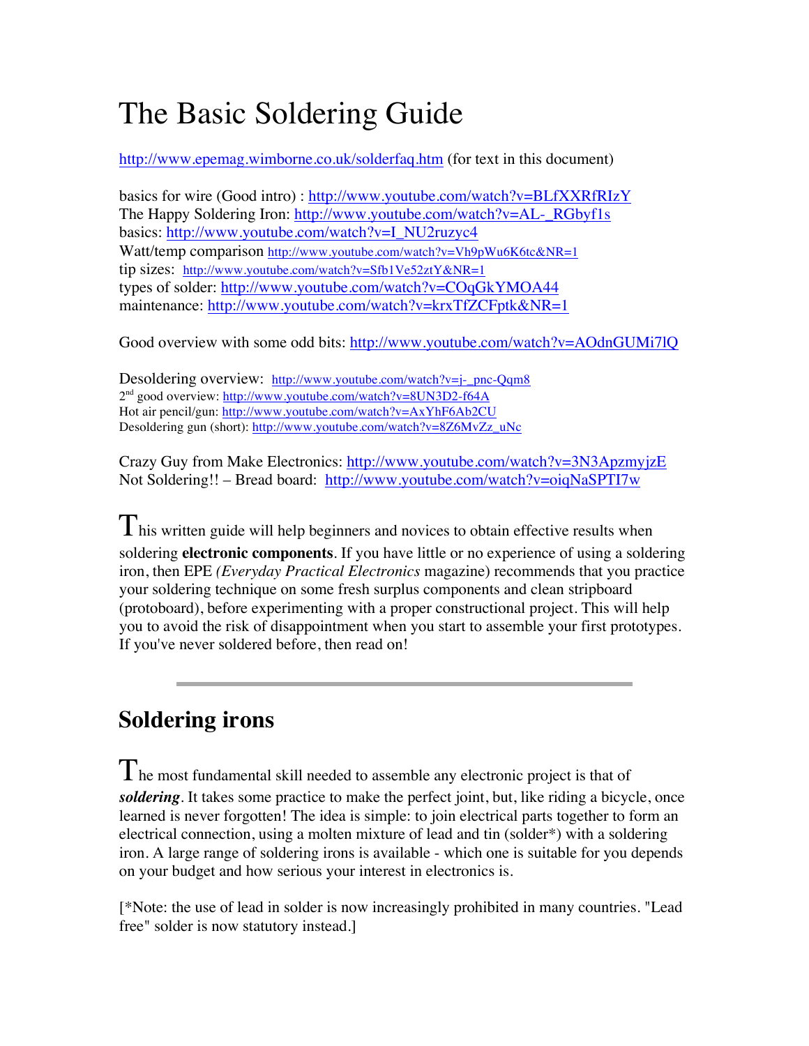# The Basic Soldering Guide

http://www.epemag.wimborne.co.uk/solderfaq.htm (for text in this document)

basics for wire (Good intro) : http://www.youtube.com/watch?v=BLfXXRfRIzY
The Happy Soldering Iron: http://www.youtube.com/watch?v=AL-_RGbyf1s
basics: http://www.youtube.com/watch?v=I_NU2ruzyc4
Watt/temp comparison http://www.youtube.com/watch?v=Vh9pWu6K6tc&NR=1
tip sizes: http://www.youtube.com/watch?v=Sfb1Ve52ztY&NR=1
types of solder: http://www.youtube.com/watch?v=COqGkYMOA44
maintenance: http://www.youtube.com/watch?v=krxTfZCFptk&NR=1

Good overview with some odd bits: http://www.youtube.com/watch?v=AOdnGUMi7lQ

Desoldering overview: http://www.youtube.com/watch?v=j-_pnc-Qqm8
2nd good overview: http://www.youtube.com/watch?v=8UN3D2-f64A
Hot air pencil/gun: http://www.youtube.com/watch?v=AxYhF6Ab2CU
Desoldering gun (short): http://www.youtube.com/watch?v=8Z6MvZz_uNc

Crazy Guy from Make Electronics: http://www.youtube.com/watch?v=3N3ApzmyjzE
Not Soldering!! – Bread board: http://www.youtube.com/watch?v=oiqNaSPTI7w

This written guide will help beginners and novices to obtain effective results when soldering **electronic components**. If you have little or no experience of using a soldering iron, then EPE *(Everyday Practical Electronics* magazine) recommends that you practice your soldering technique on some fresh surplus components and clean stripboard (protoboard), before experimenting with a proper constructional project. This will help you to avoid the risk of disappointment when you start to assemble your first prototypes. If you've never soldered before, then read on!

---

## Soldering irons

The most fundamental skill needed to assemble any electronic project is that of ***soldering***. It takes some practice to make the perfect joint, but, like riding a bicycle, once learned is never forgotten! The idea is simple: to join electrical parts together to form an electrical connection, using a molten mixture of lead and tin (solder*) with a soldering iron. A large range of soldering irons is available - which one is suitable for you depends on your budget and how serious your interest in electronics is.

[*Note: the use of lead in solder is now increasingly prohibited in many countries. "Lead free" solder is now statutory instead.]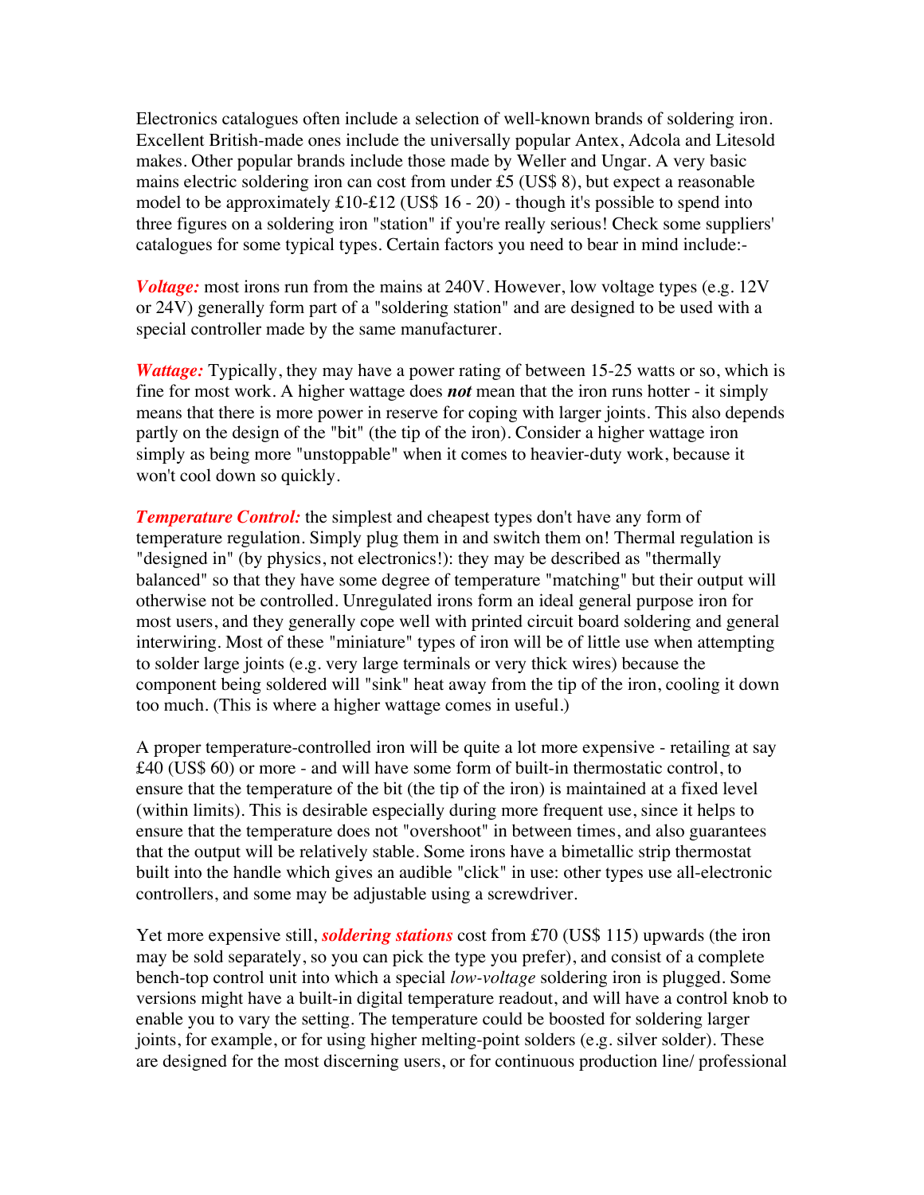Electronics catalogues often include a selection of well-known brands of soldering iron. Excellent British-made ones include the universally popular Antex, Adcola and Litesold makes. Other popular brands include those made by Weller and Ungar. A very basic mains electric soldering iron can cost from under £5 (US$ 8), but expect a reasonable model to be approximately £10-£12 (US$ 16 - 20) - though it's possible to spend into three figures on a soldering iron "station" if you're really serious! Check some suppliers' catalogues for some typical types. Certain factors you need to bear in mind include:-

***Voltage:*** most irons run from the mains at 240V. However, low voltage types (e.g. 12V or 24V) generally form part of a "soldering station" and are designed to be used with a special controller made by the same manufacturer.

***Wattage:*** Typically, they may have a power rating of between 15-25 watts or so, which is fine for most work. A higher wattage does ***not*** mean that the iron runs hotter - it simply means that there is more power in reserve for coping with larger joints. This also depends partly on the design of the "bit" (the tip of the iron). Consider a higher wattage iron simply as being more "unstoppable" when it comes to heavier-duty work, because it won't cool down so quickly.

***Temperature Control:*** the simplest and cheapest types don't have any form of temperature regulation. Simply plug them in and switch them on! Thermal regulation is "designed in" (by physics, not electronics!): they may be described as "thermally balanced" so that they have some degree of temperature "matching" but their output will otherwise not be controlled. Unregulated irons form an ideal general purpose iron for most users, and they generally cope well with printed circuit board soldering and general interwiring. Most of these "miniature" types of iron will be of little use when attempting to solder large joints (e.g. very large terminals or very thick wires) because the component being soldered will "sink" heat away from the tip of the iron, cooling it down too much. (This is where a higher wattage comes in useful.)

A proper temperature-controlled iron will be quite a lot more expensive - retailing at say £40 (US$ 60) or more - and will have some form of built-in thermostatic control, to ensure that the temperature of the bit (the tip of the iron) is maintained at a fixed level (within limits). This is desirable especially during more frequent use, since it helps to ensure that the temperature does not "overshoot" in between times, and also guarantees that the output will be relatively stable. Some irons have a bimetallic strip thermostat built into the handle which gives an audible "click" in use: other types use all-electronic controllers, and some may be adjustable using a screwdriver.

Yet more expensive still, ***soldering stations*** cost from £70 (US$ 115) upwards (the iron may be sold separately, so you can pick the type you prefer), and consist of a complete bench-top control unit into which a special *low-voltage* soldering iron is plugged. Some versions might have a built-in digital temperature readout, and will have a control knob to enable you to vary the setting. The temperature could be boosted for soldering larger joints, for example, or for using higher melting-point solders (e.g. silver solder). These are designed for the most discerning users, or for continuous production line/ professional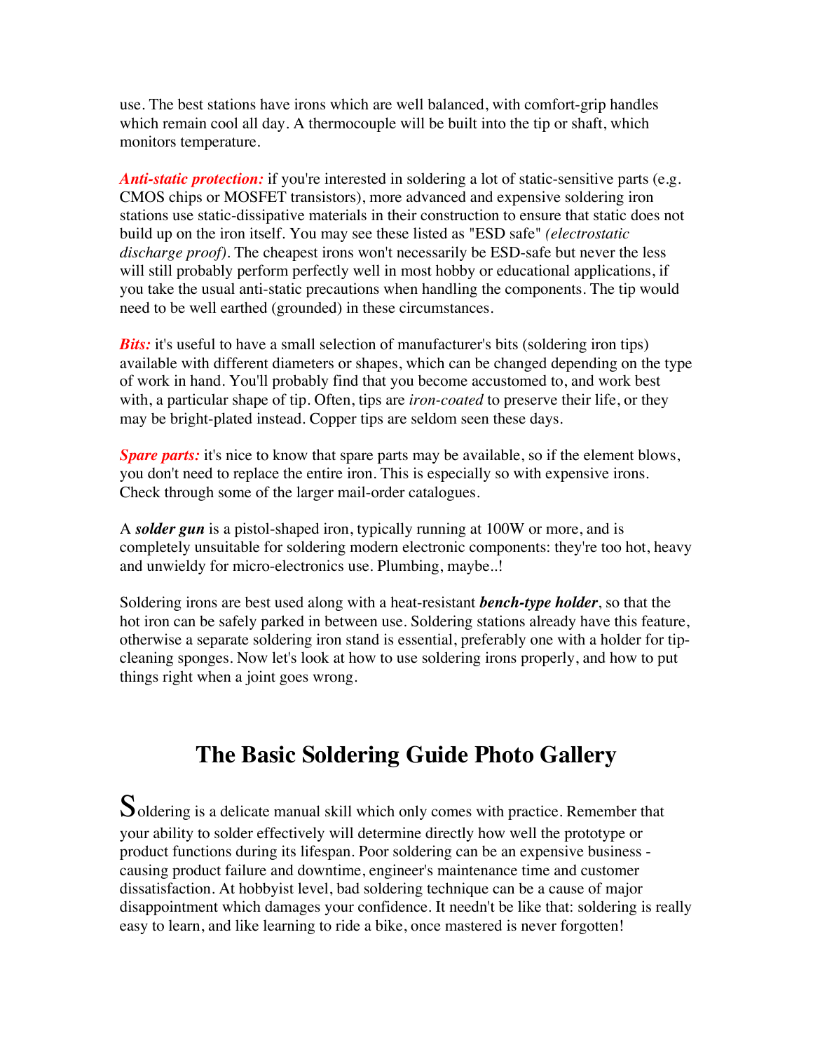use. The best stations have irons which are well balanced, with comfort-grip handles which remain cool all day. A thermocouple will be built into the tip or shaft, which monitors temperature.

***Anti-static protection:*** if you're interested in soldering a lot of static-sensitive parts (e.g. CMOS chips or MOSFET transistors), more advanced and expensive soldering iron stations use static-dissipative materials in their construction to ensure that static does not build up on the iron itself. You may see these listed as "ESD safe" *(electrostatic discharge proof)*. The cheapest irons won't necessarily be ESD-safe but never the less will still probably perform perfectly well in most hobby or educational applications, if you take the usual anti-static precautions when handling the components. The tip would need to be well earthed (grounded) in these circumstances.

***Bits:*** it's useful to have a small selection of manufacturer's bits (soldering iron tips) available with different diameters or shapes, which can be changed depending on the type of work in hand. You'll probably find that you become accustomed to, and work best with, a particular shape of tip. Often, tips are *iron-coated* to preserve their life, or they may be bright-plated instead. Copper tips are seldom seen these days.

***Spare parts:*** it's nice to know that spare parts may be available, so if the element blows, you don't need to replace the entire iron. This is especially so with expensive irons. Check through some of the larger mail-order catalogues.

A ***solder gun*** is a pistol-shaped iron, typically running at 100W or more, and is completely unsuitable for soldering modern electronic components: they're too hot, heavy and unwieldy for micro-electronics use. Plumbing, maybe..!

Soldering irons are best used along with a heat-resistant ***bench-type holder***, so that the hot iron can be safely parked in between use. Soldering stations already have this feature, otherwise a separate soldering iron stand is essential, preferably one with a holder for tip-cleaning sponges. Now let's look at how to use soldering irons properly, and how to put things right when a joint goes wrong.

## The Basic Soldering Guide Photo Gallery

Soldering is a delicate manual skill which only comes with practice. Remember that your ability to solder effectively will determine directly how well the prototype or product functions during its lifespan. Poor soldering can be an expensive business - causing product failure and downtime, engineer's maintenance time and customer dissatisfaction. At hobbyist level, bad soldering technique can be a cause of major disappointment which damages your confidence. It needn't be like that: soldering is really easy to learn, and like learning to ride a bike, once mastered is never forgotten!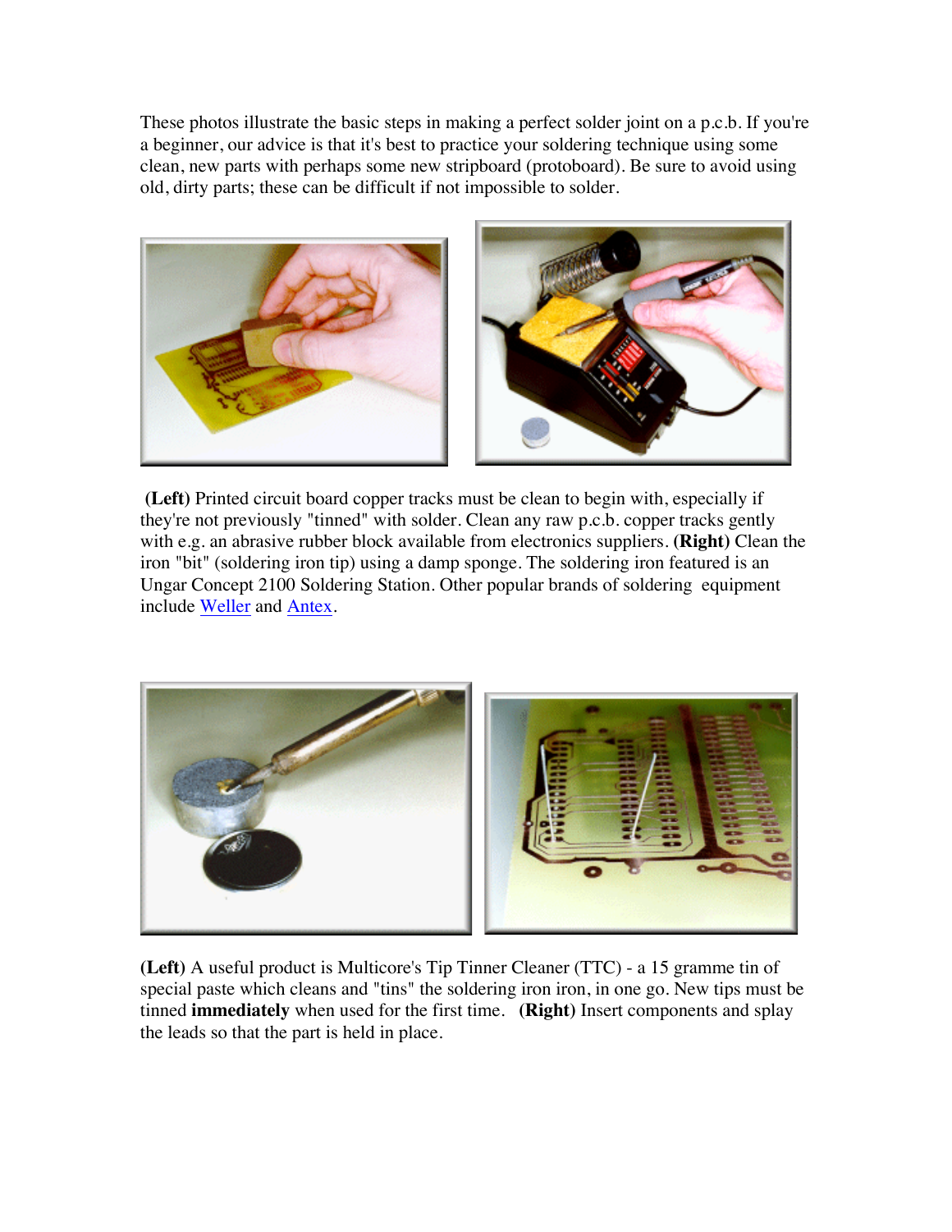These photos illustrate the basic steps in making a perfect solder joint on a p.c.b. If you're a beginner, our advice is that it's best to practice your soldering technique using some clean, new parts with perhaps some new stripboard (protoboard). Be sure to avoid using old, dirty parts; these can be difficult if not impossible to solder.

**(Left)** Printed circuit board copper tracks must be clean to begin with, especially if they're not previously "tinned" with solder. Clean any raw p.c.b. copper tracks gently with e.g. an abrasive rubber block available from electronics suppliers. **(Right)** Clean the iron "bit" (soldering iron tip) using a damp sponge. The soldering iron featured is an Ungar Concept 2100 Soldering Station. Other popular brands of soldering equipment include Weller and Antex.

**(Left)** A useful product is Multicore's Tip Tinner Cleaner (TTC) - a 15 gramme tin of special paste which cleans and "tins" the soldering iron iron, in one go. New tips must be tinned **immediately** when used for the first time. **(Right)** Insert components and splay the leads so that the part is held in place.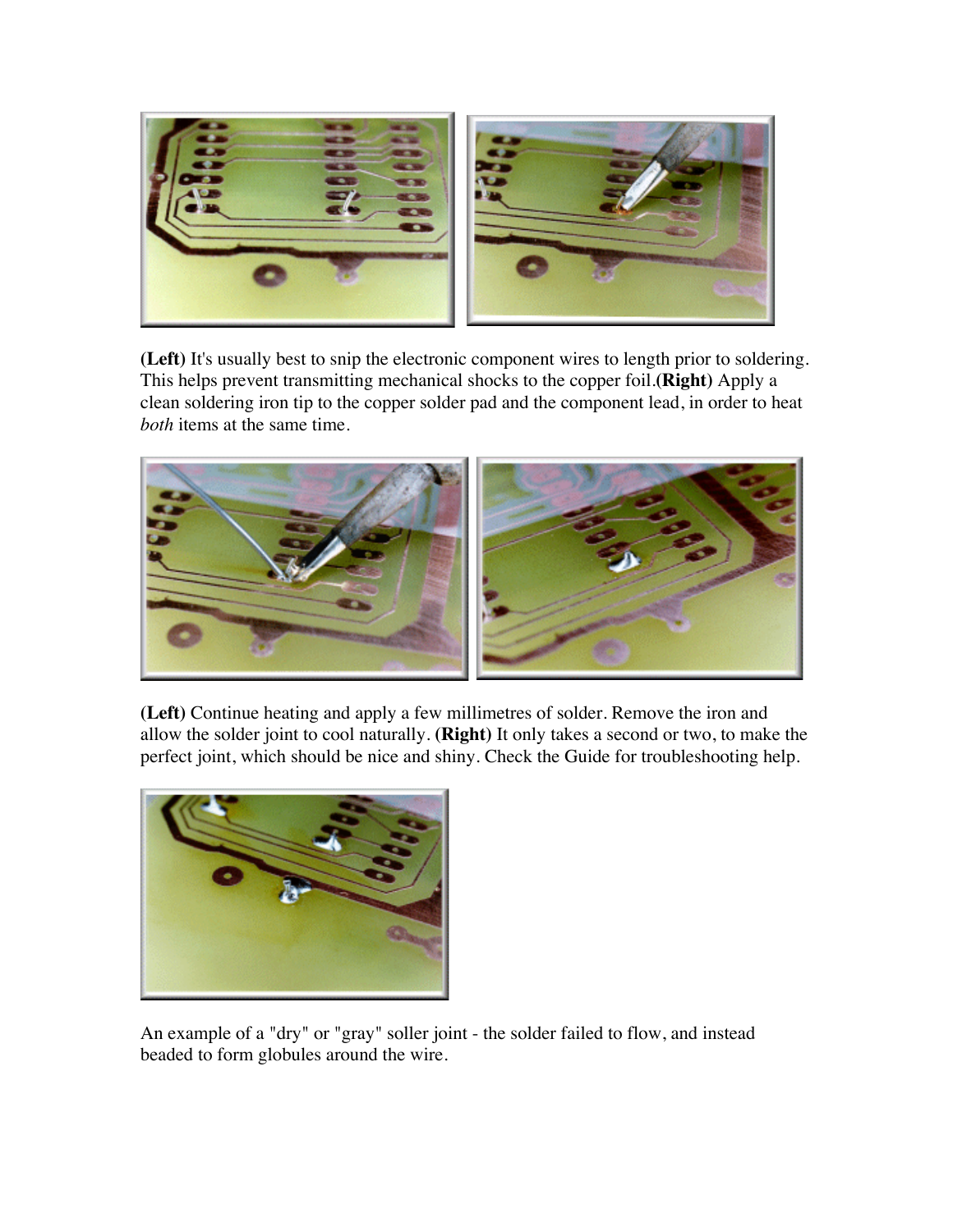**(Left)** It's usually best to snip the electronic component wires to length prior to soldering. This helps prevent transmitting mechanical shocks to the copper foil.**(Right)** Apply a clean soldering iron tip to the copper solder pad and the component lead, in order to heat *both* items at the same time.

**(Left)** Continue heating and apply a few millimetres of solder. Remove the iron and allow the solder joint to cool naturally. **(Right)** It only takes a second or two, to make the perfect joint, which should be nice and shiny. Check the Guide for troubleshooting help.

An example of a "dry" or "gray" soller joint - the solder failed to flow, and instead beaded to form globules around the wire.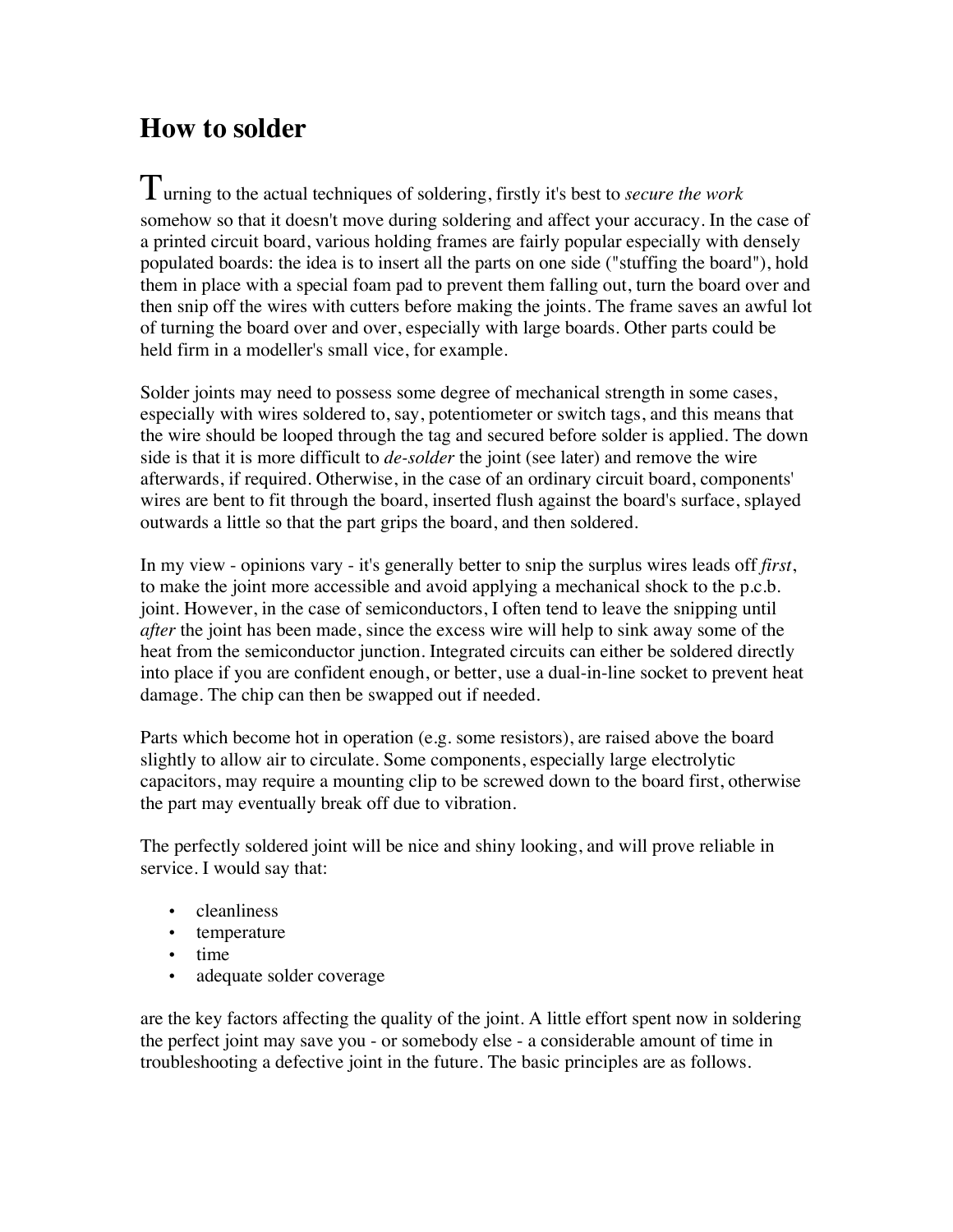# How to solder

Turning to the actual techniques of soldering, firstly it's best to *secure the work* somehow so that it doesn't move during soldering and affect your accuracy. In the case of a printed circuit board, various holding frames are fairly popular especially with densely populated boards: the idea is to insert all the parts on one side ("stuffing the board"), hold them in place with a special foam pad to prevent them falling out, turn the board over and then snip off the wires with cutters before making the joints. The frame saves an awful lot of turning the board over and over, especially with large boards. Other parts could be held firm in a modeller's small vice, for example.

Solder joints may need to possess some degree of mechanical strength in some cases, especially with wires soldered to, say, potentiometer or switch tags, and this means that the wire should be looped through the tag and secured before solder is applied. The down side is that it is more difficult to *de-solder* the joint (see later) and remove the wire afterwards, if required. Otherwise, in the case of an ordinary circuit board, components' wires are bent to fit through the board, inserted flush against the board's surface, splayed outwards a little so that the part grips the board, and then soldered.

In my view - opinions vary - it's generally better to snip the surplus wires leads off *first*, to make the joint more accessible and avoid applying a mechanical shock to the p.c.b. joint. However, in the case of semiconductors, I often tend to leave the snipping until *after* the joint has been made, since the excess wire will help to sink away some of the heat from the semiconductor junction. Integrated circuits can either be soldered directly into place if you are confident enough, or better, use a dual-in-line socket to prevent heat damage. The chip can then be swapped out if needed.

Parts which become hot in operation (e.g. some resistors), are raised above the board slightly to allow air to circulate. Some components, especially large electrolytic capacitors, may require a mounting clip to be screwed down to the board first, otherwise the part may eventually break off due to vibration.

The perfectly soldered joint will be nice and shiny looking, and will prove reliable in service. I would say that:

- cleanliness
- temperature
- time
- adequate solder coverage

are the key factors affecting the quality of the joint. A little effort spent now in soldering the perfect joint may save you - or somebody else - a considerable amount of time in troubleshooting a defective joint in the future. The basic principles are as follows.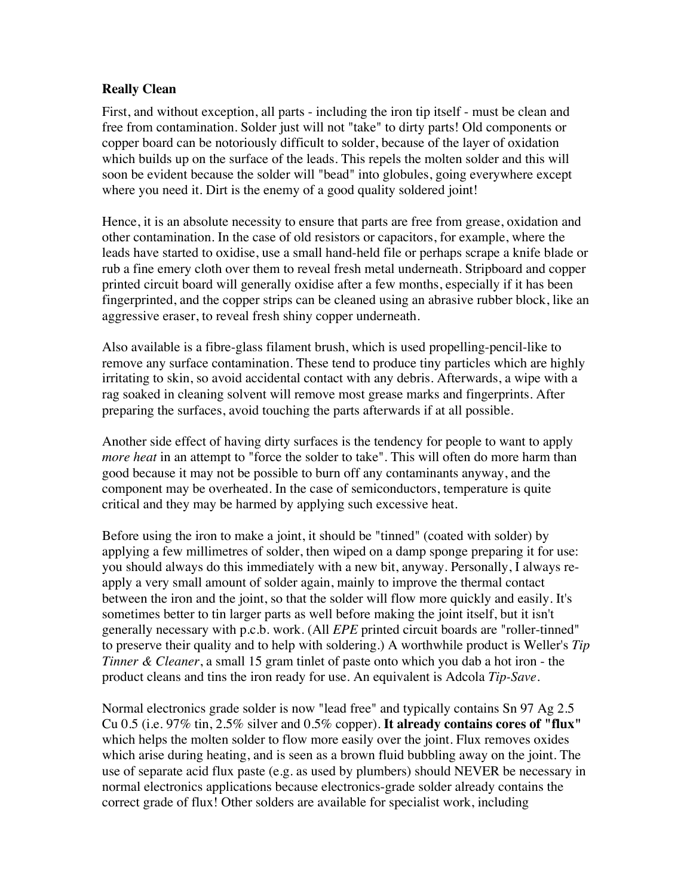**Really Clean**

First, and without exception, all parts - including the iron tip itself - must be clean and free from contamination. Solder just will not "take" to dirty parts! Old components or copper board can be notoriously difficult to solder, because of the layer of oxidation which builds up on the surface of the leads. This repels the molten solder and this will soon be evident because the solder will "bead" into globules, going everywhere except where you need it. Dirt is the enemy of a good quality soldered joint!

Hence, it is an absolute necessity to ensure that parts are free from grease, oxidation and other contamination. In the case of old resistors or capacitors, for example, where the leads have started to oxidise, use a small hand-held file or perhaps scrape a knife blade or rub a fine emery cloth over them to reveal fresh metal underneath. Stripboard and copper printed circuit board will generally oxidise after a few months, especially if it has been fingerprinted, and the copper strips can be cleaned using an abrasive rubber block, like an aggressive eraser, to reveal fresh shiny copper underneath.

Also available is a fibre-glass filament brush, which is used propelling-pencil-like to remove any surface contamination. These tend to produce tiny particles which are highly irritating to skin, so avoid accidental contact with any debris. Afterwards, a wipe with a rag soaked in cleaning solvent will remove most grease marks and fingerprints. After preparing the surfaces, avoid touching the parts afterwards if at all possible.

Another side effect of having dirty surfaces is the tendency for people to want to apply *more heat* in an attempt to "force the solder to take". This will often do more harm than good because it may not be possible to burn off any contaminants anyway, and the component may be overheated. In the case of semiconductors, temperature is quite critical and they may be harmed by applying such excessive heat.

Before using the iron to make a joint, it should be "tinned" (coated with solder) by applying a few millimetres of solder, then wiped on a damp sponge preparing it for use: you should always do this immediately with a new bit, anyway. Personally, I always re-apply a very small amount of solder again, mainly to improve the thermal contact between the iron and the joint, so that the solder will flow more quickly and easily. It's sometimes better to tin larger parts as well before making the joint itself, but it isn't generally necessary with p.c.b. work. (All *EPE* printed circuit boards are "roller-tinned" to preserve their quality and to help with soldering.) A worthwhile product is Weller's *Tip Tinner & Cleaner*, a small 15 gram tinlet of paste onto which you dab a hot iron - the product cleans and tins the iron ready for use. An equivalent is Adcola *Tip-Save*.

Normal electronics grade solder is now "lead free" and typically contains Sn 97 Ag 2.5 Cu 0.5 (i.e. 97% tin, 2.5% silver and 0.5% copper). **It already contains cores of "flux"** which helps the molten solder to flow more easily over the joint. Flux removes oxides which arise during heating, and is seen as a brown fluid bubbling away on the joint. The use of separate acid flux paste (e.g. as used by plumbers) should NEVER be necessary in normal electronics applications because electronics-grade solder already contains the correct grade of flux! Other solders are available for specialist work, including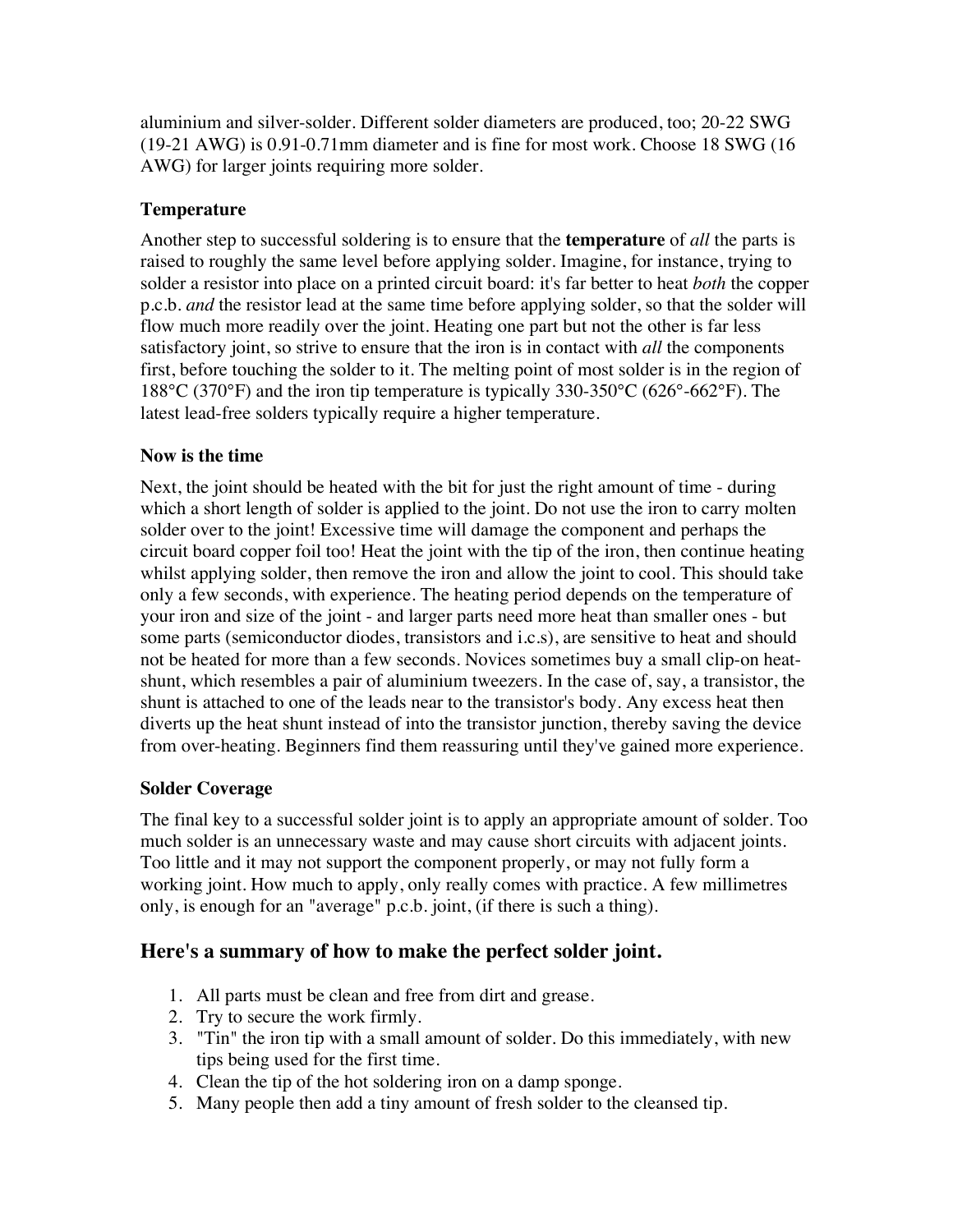aluminium and silver-solder. Different solder diameters are produced, too; 20-22 SWG (19-21 AWG) is 0.91-0.71mm diameter and is fine for most work. Choose 18 SWG (16 AWG) for larger joints requiring more solder.

### Temperature

Another step to successful soldering is to ensure that the **temperature** of *all* the parts is raised to roughly the same level before applying solder. Imagine, for instance, trying to solder a resistor into place on a printed circuit board: it's far better to heat *both* the copper p.c.b. *and* the resistor lead at the same time before applying solder, so that the solder will flow much more readily over the joint. Heating one part but not the other is far less satisfactory joint, so strive to ensure that the iron is in contact with *all* the components first, before touching the solder to it. The melting point of most solder is in the region of 188°C (370°F) and the iron tip temperature is typically 330-350°C (626°-662°F). The latest lead-free solders typically require a higher temperature.

### Now is the time

Next, the joint should be heated with the bit for just the right amount of time - during which a short length of solder is applied to the joint. Do not use the iron to carry molten solder over to the joint! Excessive time will damage the component and perhaps the circuit board copper foil too! Heat the joint with the tip of the iron, then continue heating whilst applying solder, then remove the iron and allow the joint to cool. This should take only a few seconds, with experience. The heating period depends on the temperature of your iron and size of the joint - and larger parts need more heat than smaller ones - but some parts (semiconductor diodes, transistors and i.c.s), are sensitive to heat and should not be heated for more than a few seconds. Novices sometimes buy a small clip-on heat-shunt, which resembles a pair of aluminium tweezers. In the case of, say, a transistor, the shunt is attached to one of the leads near to the transistor's body. Any excess heat then diverts up the heat shunt instead of into the transistor junction, thereby saving the device from over-heating. Beginners find them reassuring until they've gained more experience.

### Solder Coverage

The final key to a successful solder joint is to apply an appropriate amount of solder. Too much solder is an unnecessary waste and may cause short circuits with adjacent joints. Too little and it may not support the component properly, or may not fully form a working joint. How much to apply, only really comes with practice. A few millimetres only, is enough for an "average" p.c.b. joint, (if there is such a thing).

## Here's a summary of how to make the perfect solder joint.

1. All parts must be clean and free from dirt and grease.
2. Try to secure the work firmly.
3. "Tin" the iron tip with a small amount of solder. Do this immediately, with new tips being used for the first time.
4. Clean the tip of the hot soldering iron on a damp sponge.
5. Many people then add a tiny amount of fresh solder to the cleansed tip.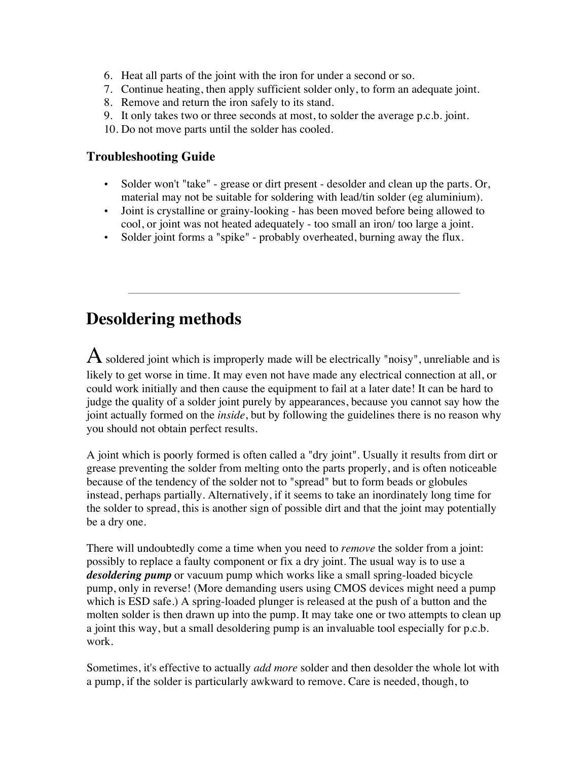6. Heat all parts of the joint with the iron for under a second or so.
7. Continue heating, then apply sufficient solder only, to form an adequate joint.
8. Remove and return the iron safely to its stand.
9. It only takes two or three seconds at most, to solder the average p.c.b. joint.
10. Do not move parts until the solder has cooled.

### Troubleshooting Guide

- Solder won't "take" - grease or dirt present - desolder and clean up the parts. Or, material may not be suitable for soldering with lead/tin solder (eg aluminium).
- Joint is crystalline or grainy-looking - has been moved before being allowed to cool, or joint was not heated adequately - too small an iron/ too large a joint.
- Solder joint forms a "spike" - probably overheated, burning away the flux.

---

## Desoldering methods

A soldered joint which is improperly made will be electrically "noisy", unreliable and is likely to get worse in time. It may even not have made any electrical connection at all, or could work initially and then cause the equipment to fail at a later date! It can be hard to judge the quality of a solder joint purely by appearances, because you cannot say how the joint actually formed on the *inside*, but by following the guidelines there is no reason why you should not obtain perfect results.

A joint which is poorly formed is often called a "dry joint". Usually it results from dirt or grease preventing the solder from melting onto the parts properly, and is often noticeable because of the tendency of the solder not to "spread" but to form beads or globules instead, perhaps partially. Alternatively, if it seems to take an inordinately long time for the solder to spread, this is another sign of possible dirt and that the joint may potentially be a dry one.

There will undoubtedly come a time when you need to *remove* the solder from a joint: possibly to replace a faulty component or fix a dry joint. The usual way is to use a ***desoldering pump*** or vacuum pump which works like a small spring-loaded bicycle pump, only in reverse! (More demanding users using CMOS devices might need a pump which is ESD safe.) A spring-loaded plunger is released at the push of a button and the molten solder is then drawn up into the pump. It may take one or two attempts to clean up a joint this way, but a small desoldering pump is an invaluable tool especially for p.c.b. work.

Sometimes, it's effective to actually *add more* solder and then desolder the whole lot with a pump, if the solder is particularly awkward to remove. Care is needed, though, to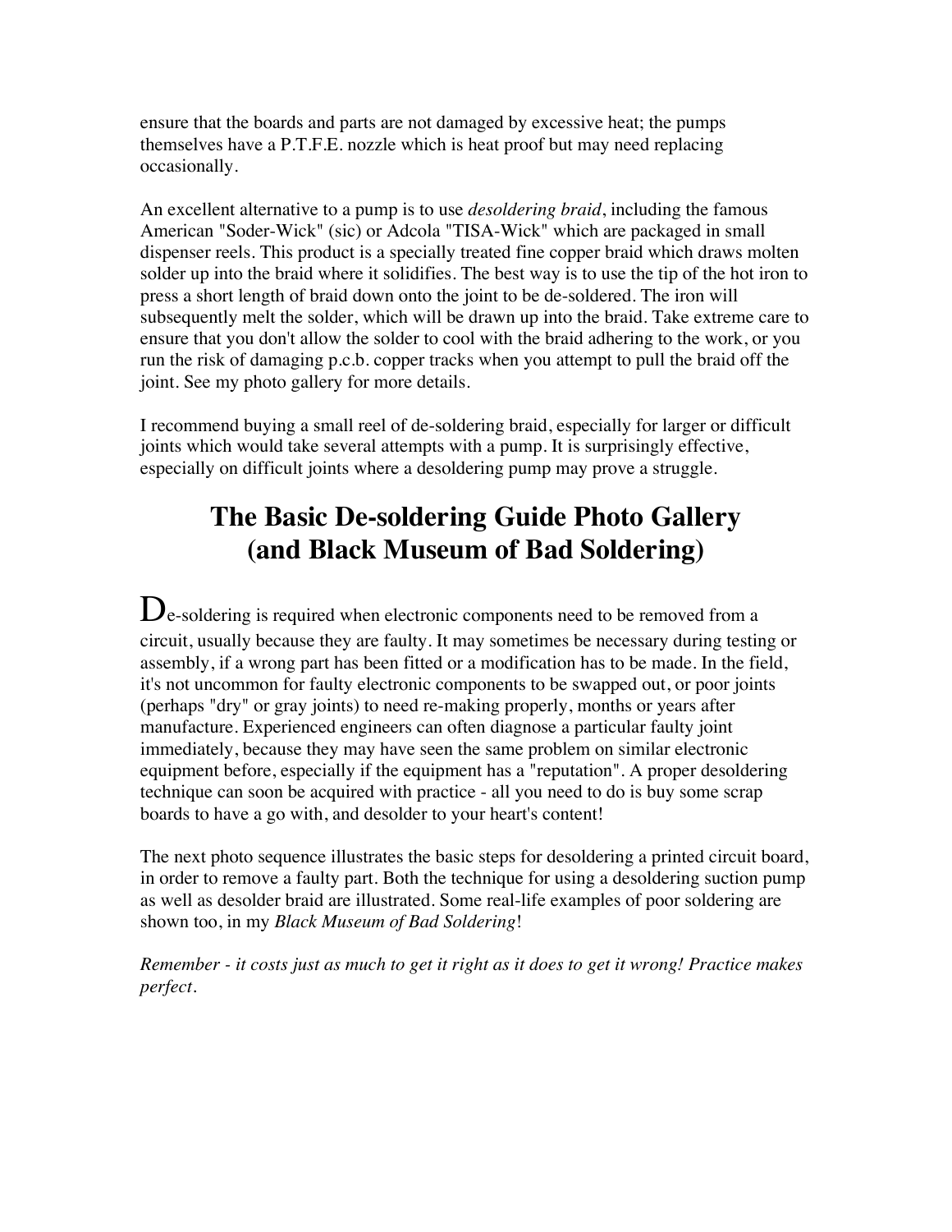ensure that the boards and parts are not damaged by excessive heat; the pumps themselves have a P.T.F.E. nozzle which is heat proof but may need replacing occasionally.

An excellent alternative to a pump is to use *desoldering braid*, including the famous American "Soder-Wick" (sic) or Adcola "TISA-Wick" which are packaged in small dispenser reels. This product is a specially treated fine copper braid which draws molten solder up into the braid where it solidifies. The best way is to use the tip of the hot iron to press a short length of braid down onto the joint to be de-soldered. The iron will subsequently melt the solder, which will be drawn up into the braid. Take extreme care to ensure that you don't allow the solder to cool with the braid adhering to the work, or you run the risk of damaging p.c.b. copper tracks when you attempt to pull the braid off the joint. See my photo gallery for more details.

I recommend buying a small reel of de-soldering braid, especially for larger or difficult joints which would take several attempts with a pump. It is surprisingly effective, especially on difficult joints where a desoldering pump may prove a struggle.

# The Basic De-soldering Guide Photo Gallery (and Black Museum of Bad Soldering)

De-soldering is required when electronic components need to be removed from a circuit, usually because they are faulty. It may sometimes be necessary during testing or assembly, if a wrong part has been fitted or a modification has to be made. In the field, it's not uncommon for faulty electronic components to be swapped out, or poor joints (perhaps "dry" or gray joints) to need re-making properly, months or years after manufacture. Experienced engineers can often diagnose a particular faulty joint immediately, because they may have seen the same problem on similar electronic equipment before, especially if the equipment has a "reputation". A proper desoldering technique can soon be acquired with practice - all you need to do is buy some scrap boards to have a go with, and desolder to your heart's content!

The next photo sequence illustrates the basic steps for desoldering a printed circuit board, in order to remove a faulty part. Both the technique for using a desoldering suction pump as well as desolder braid are illustrated. Some real-life examples of poor soldering are shown too, in my *Black Museum of Bad Soldering*!

*Remember - it costs just as much to get it right as it does to get it wrong! Practice makes perfect.*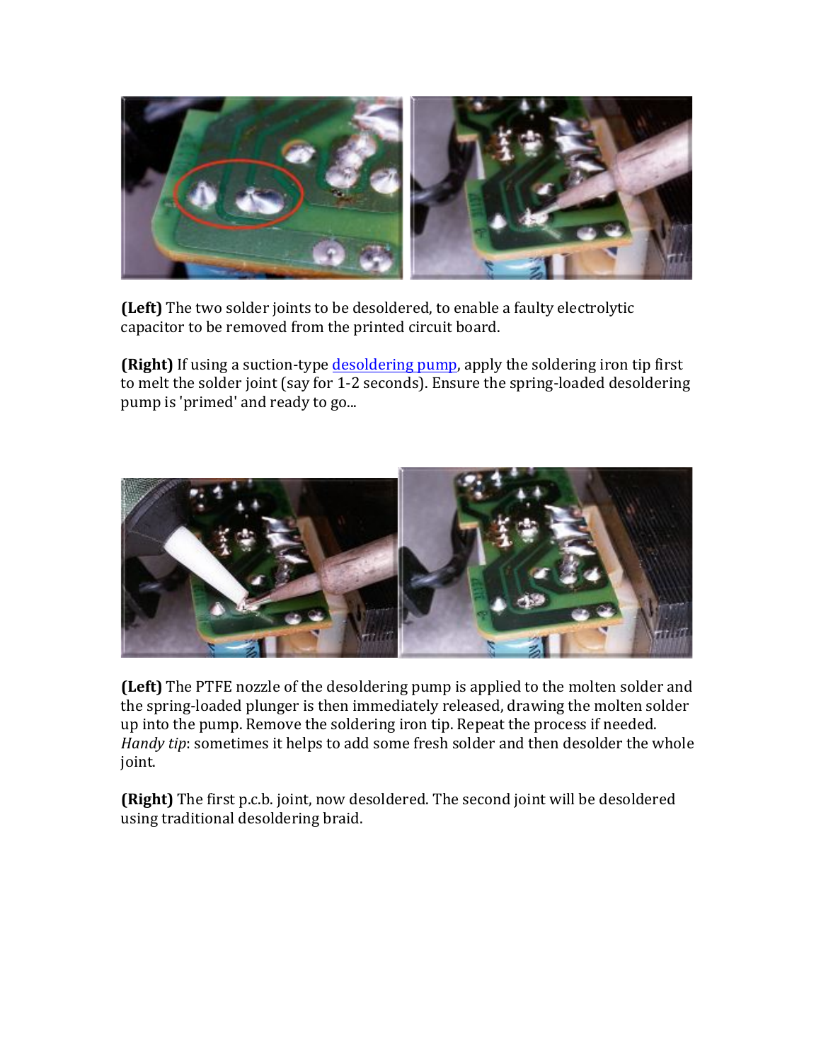**(Left)** The two solder joints to be desoldered, to enable a faulty electrolytic capacitor to be removed from the printed circuit board.

**(Right)** If using a suction-type desoldering pump, apply the soldering iron tip first to melt the solder joint (say for 1-2 seconds). Ensure the spring-loaded desoldering pump is 'primed' and ready to go...

**(Left)** The PTFE nozzle of the desoldering pump is applied to the molten solder and the spring-loaded plunger is then immediately released, drawing the molten solder up into the pump. Remove the soldering iron tip. Repeat the process if needed. *Handy tip*: sometimes it helps to add some fresh solder and then desolder the whole joint.

**(Right)** The first p.c.b. joint, now desoldered. The second joint will be desoldered using traditional desoldering braid.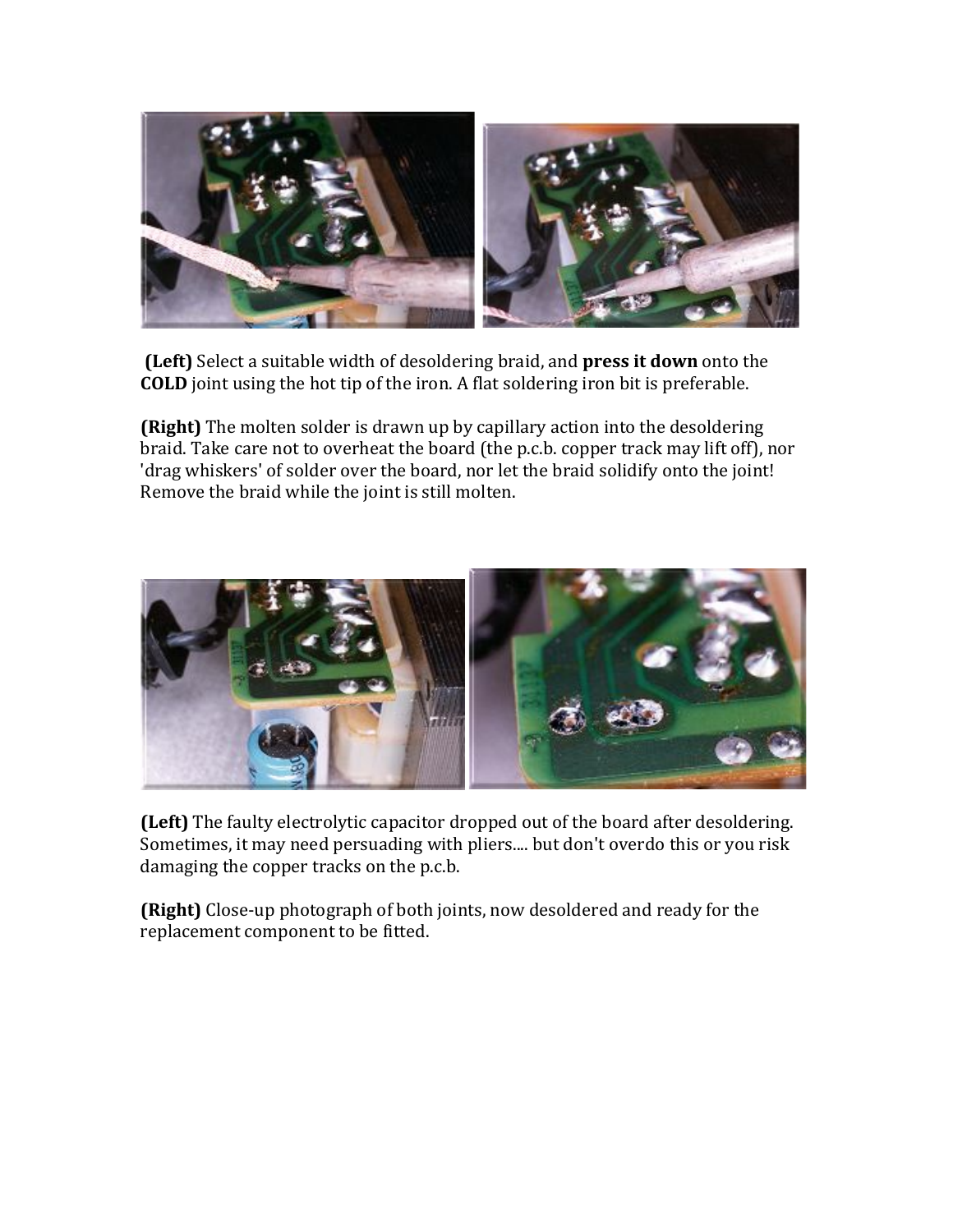**(Left)** Select a suitable width of desoldering braid, and **press it down** onto the **COLD** joint using the hot tip of the iron. A flat soldering iron bit is preferable.

**(Right)** The molten solder is drawn up by capillary action into the desoldering braid. Take care not to overheat the board (the p.c.b. copper track may lift off), nor 'drag whiskers' of solder over the board, nor let the braid solidify onto the joint! Remove the braid while the joint is still molten.

**(Left)** The faulty electrolytic capacitor dropped out of the board after desoldering. Sometimes, it may need persuading with pliers.... but don't overdo this or you risk damaging the copper tracks on the p.c.b.

**(Right)** Close-up photograph of both joints, now desoldered and ready for the replacement component to be fitted.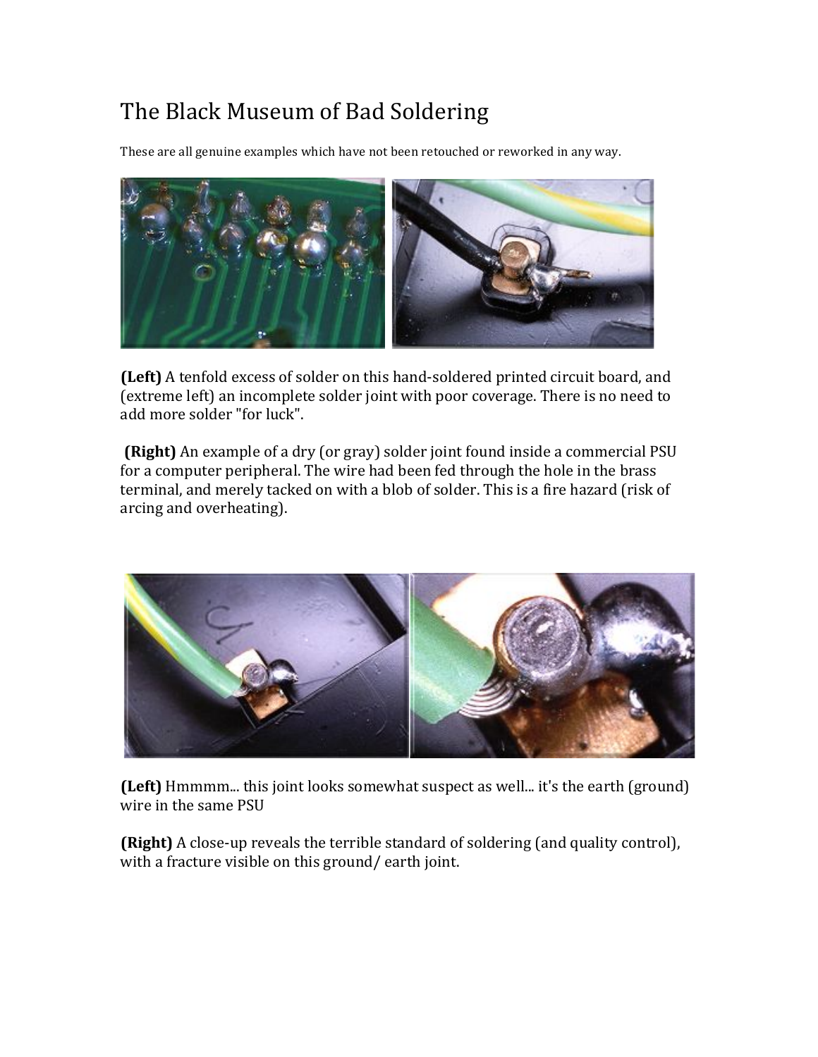# The Black Museum of Bad Soldering

These are all genuine examples which have not been retouched or reworked in any way.

**(Left)** A tenfold excess of solder on this hand-soldered printed circuit board, and (extreme left) an incomplete solder joint with poor coverage. There is no need to add more solder "for luck".

**(Right)** An example of a dry (or gray) solder joint found inside a commercial PSU for a computer peripheral. The wire had been fed through the hole in the brass terminal, and merely tacked on with a blob of solder. This is a fire hazard (risk of arcing and overheating).

**(Left)** Hmmmm... this joint looks somewhat suspect as well... it's the earth (ground) wire in the same PSU

**(Right)** A close-up reveals the terrible standard of soldering (and quality control), with a fracture visible on this ground/ earth joint.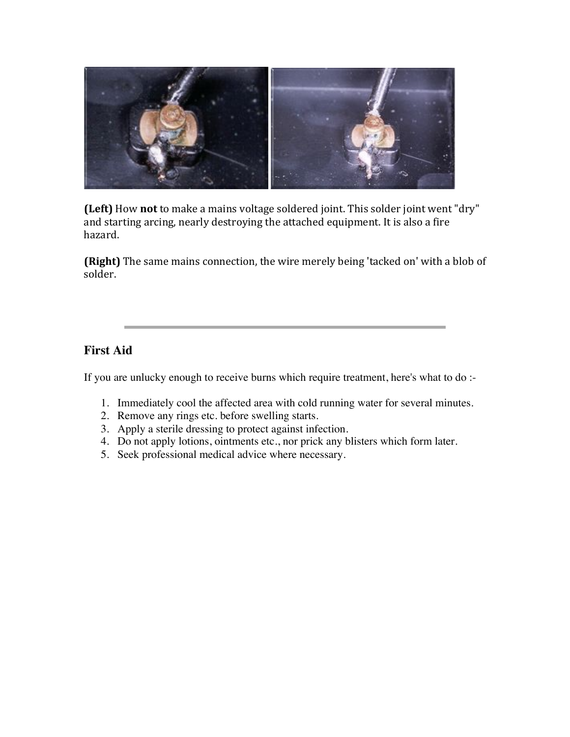**(Left)** How **not** to make a mains voltage soldered joint. This solder joint went "dry" and starting arcing, nearly destroying the attached equipment. It is also a fire hazard.

**(Right)** The same mains connection, the wire merely being 'tacked on' with a blob of solder.

---

## First Aid

If you are unlucky enough to receive burns which require treatment, here's what to do :-

1. Immediately cool the affected area with cold running water for several minutes.
2. Remove any rings etc. before swelling starts.
3. Apply a sterile dressing to protect against infection.
4. Do not apply lotions, ointments etc., nor prick any blisters which form later.
5. Seek professional medical advice where necessary.